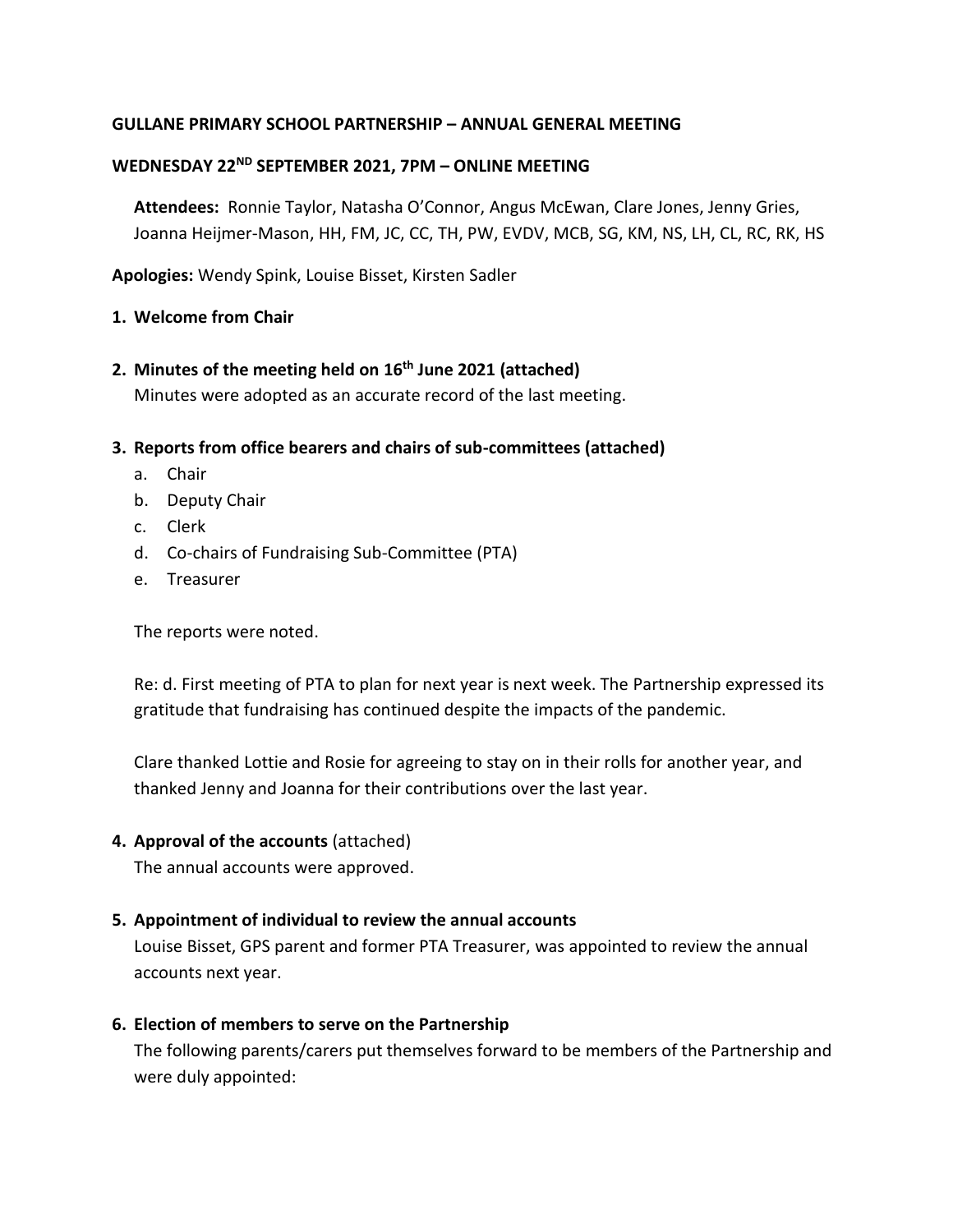**GULLANE PRIMARY SCHOOL PARTNERSHIP – ANNUAL GENERAL MEETING**

**WEDNESDAY 22ND SEPTEMBER 2021, 7PM – ONLINE MEETING**

**Attendees:** Ronnie Taylor, Natasha O'Connor, Angus McEwan, Clare Jones, Jenny Gries, Joanna Heijmer-Mason, HH, FM, JC, CC, TH, PW, EVDV, MCB, SG, KM, NS, LH, CL, RC, RK, HS

**Apologies:** Wendy Spink, Louise Bisset, Kirsten Sadler

1. **Welcome from Chair**

2. **Minutes of the meeting held on 16th June 2021 (attached)**

   Minutes were adopted as an accurate record of the last meeting.

3. **Reports from office bearers and chairs of sub-committees (attached)**
   a. Chair
   b. Deputy Chair
   c. Clerk
   d. Co-chairs of Fundraising Sub-Committee (PTA)
   e. Treasurer

   The reports were noted.

   Re: d. First meeting of PTA to plan for next year is next week. The Partnership expressed its gratitude that fundraising has continued despite the impacts of the pandemic.

   Clare thanked Lottie and Rosie for agreeing to stay on in their rolls for another year, and thanked Jenny and Joanna for their contributions over the last year.

4. **Approval of the accounts** (attached)

   The annual accounts were approved.

5. **Appointment of individual to review the annual accounts**

   Louise Bisset, GPS parent and former PTA Treasurer, was appointed to review the annual accounts next year.

6. **Election of members to serve on the Partnership**

   The following parents/carers put themselves forward to be members of the Partnership and were duly appointed: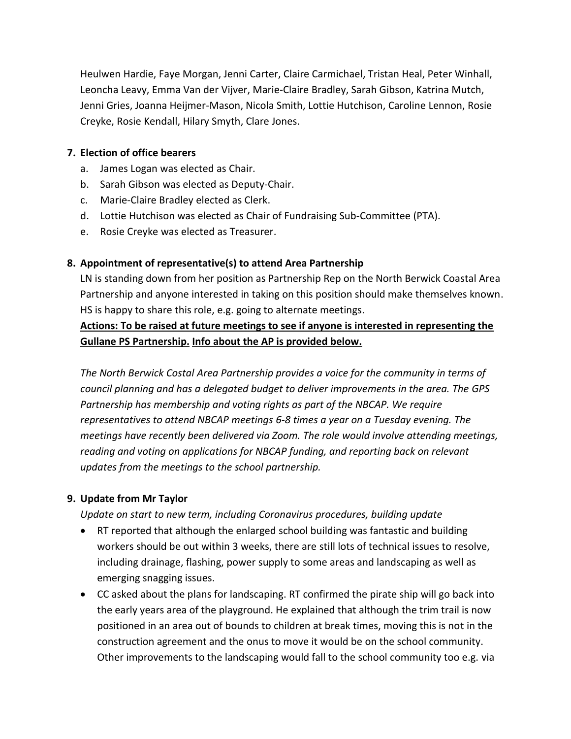Heulwen Hardie, Faye Morgan, Jenni Carter, Claire Carmichael, Tristan Heal, Peter Winhall, Leoncha Leavy, Emma Van der Vijver, Marie-Claire Bradley, Sarah Gibson, Katrina Mutch, Jenni Gries, Joanna Heijmer-Mason, Nicola Smith, Lottie Hutchison, Caroline Lennon, Rosie Creyke, Rosie Kendall, Hilary Smyth, Clare Jones.

**7. Election of office bearers**

a. James Logan was elected as Chair.
b. Sarah Gibson was elected as Deputy-Chair.
c. Marie-Claire Bradley elected as Clerk.
d. Lottie Hutchison was elected as Chair of Fundraising Sub-Committee (PTA).
e. Rosie Creyke was elected as Treasurer.

**8. Appointment of representative(s) to attend Area Partnership**

LN is standing down from her position as Partnership Rep on the North Berwick Coastal Area Partnership and anyone interested in taking on this position should make themselves known. HS is happy to share this role, e.g. going to alternate meetings.

**Actions: To be raised at future meetings to see if anyone is interested in representing the Gullane PS Partnership. Info about the AP is provided below.**

*The North Berwick Costal Area Partnership provides a voice for the community in terms of council planning and has a delegated budget to deliver improvements in the area. The GPS Partnership has membership and voting rights as part of the NBCAP. We require representatives to attend NBCAP meetings 6-8 times a year on a Tuesday evening. The meetings have recently been delivered via Zoom. The role would involve attending meetings, reading and voting on applications for NBCAP funding, and reporting back on relevant updates from the meetings to the school partnership.*

**9. Update from Mr Taylor**

*Update on start to new term, including Coronavirus procedures, building update*

- RT reported that although the enlarged school building was fantastic and building workers should be out within 3 weeks, there are still lots of technical issues to resolve, including drainage, flashing, power supply to some areas and landscaping as well as emerging snagging issues.
- CC asked about the plans for landscaping. RT confirmed the pirate ship will go back into the early years area of the playground. He explained that although the trim trail is now positioned in an area out of bounds to children at break times, moving this is not in the construction agreement and the onus to move it would be on the school community. Other improvements to the landscaping would fall to the school community too e.g. via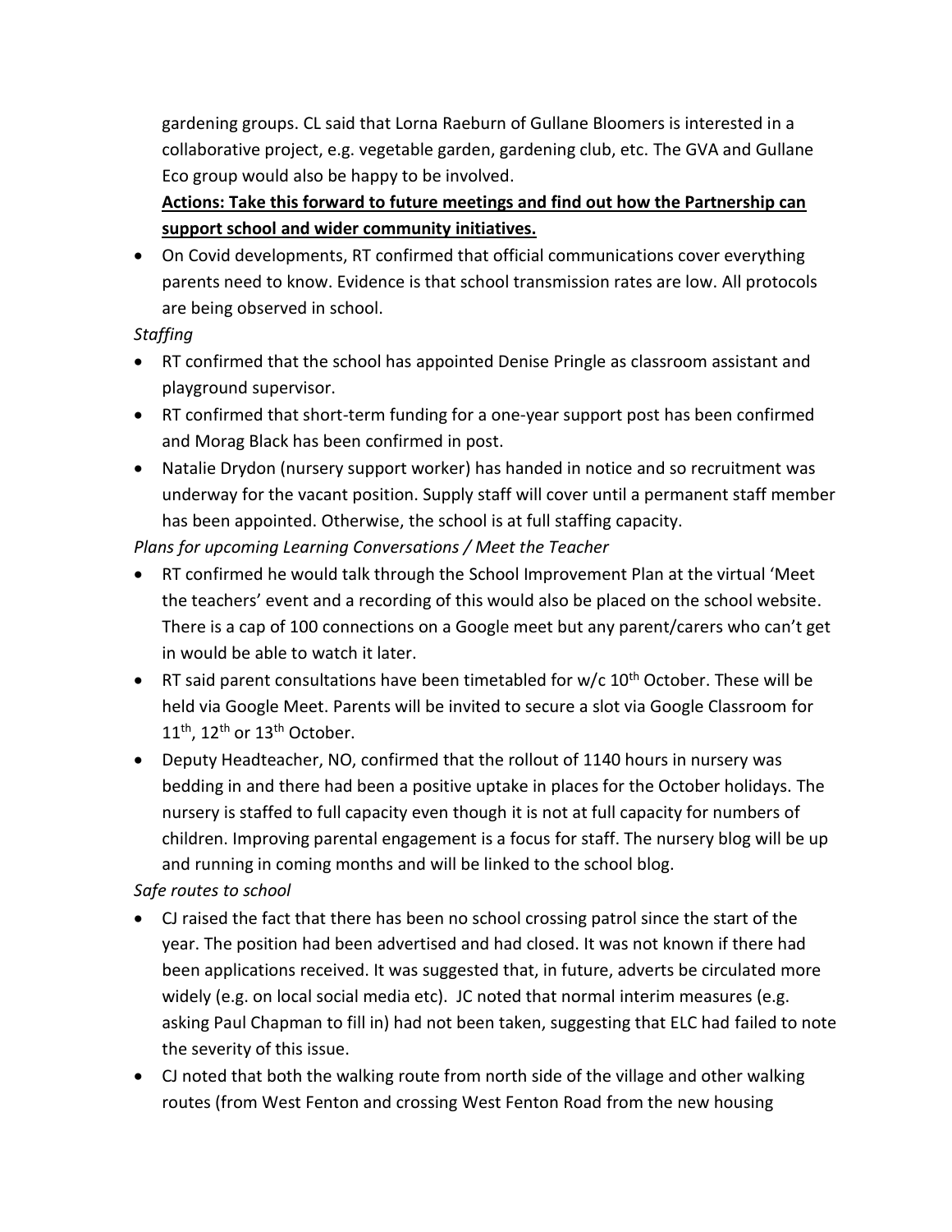gardening groups. CL said that Lorna Raeburn of Gullane Bloomers is interested in a collaborative project, e.g. vegetable garden, gardening club, etc. The GVA and Gullane Eco group would also be happy to be involved.

**Actions: Take this forward to future meetings and find out how the Partnership can support school and wider community initiatives.**

- On Covid developments, RT confirmed that official communications cover everything parents need to know. Evidence is that school transmission rates are low. All protocols are being observed in school.

*Staffing*

- RT confirmed that the school has appointed Denise Pringle as classroom assistant and playground supervisor.
- RT confirmed that short-term funding for a one-year support post has been confirmed and Morag Black has been confirmed in post.
- Natalie Drydon (nursery support worker) has handed in notice and so recruitment was underway for the vacant position. Supply staff will cover until a permanent staff member has been appointed. Otherwise, the school is at full staffing capacity.

*Plans for upcoming Learning Conversations / Meet the Teacher*

- RT confirmed he would talk through the School Improvement Plan at the virtual 'Meet the teachers' event and a recording of this would also be placed on the school website. There is a cap of 100 connections on a Google meet but any parent/carers who can't get in would be able to watch it later.
- RT said parent consultations have been timetabled for w/c 10th October. These will be held via Google Meet. Parents will be invited to secure a slot via Google Classroom for 11th, 12th or 13th October.
- Deputy Headteacher, NO, confirmed that the rollout of 1140 hours in nursery was bedding in and there had been a positive uptake in places for the October holidays. The nursery is staffed to full capacity even though it is not at full capacity for numbers of children. Improving parental engagement is a focus for staff. The nursery blog will be up and running in coming months and will be linked to the school blog.

*Safe routes to school*

- CJ raised the fact that there has been no school crossing patrol since the start of the year. The position had been advertised and had closed. It was not known if there had been applications received. It was suggested that, in future, adverts be circulated more widely (e.g. on local social media etc). JC noted that normal interim measures (e.g. asking Paul Chapman to fill in) had not been taken, suggesting that ELC had failed to note the severity of this issue.
- CJ noted that both the walking route from north side of the village and other walking routes (from West Fenton and crossing West Fenton Road from the new housing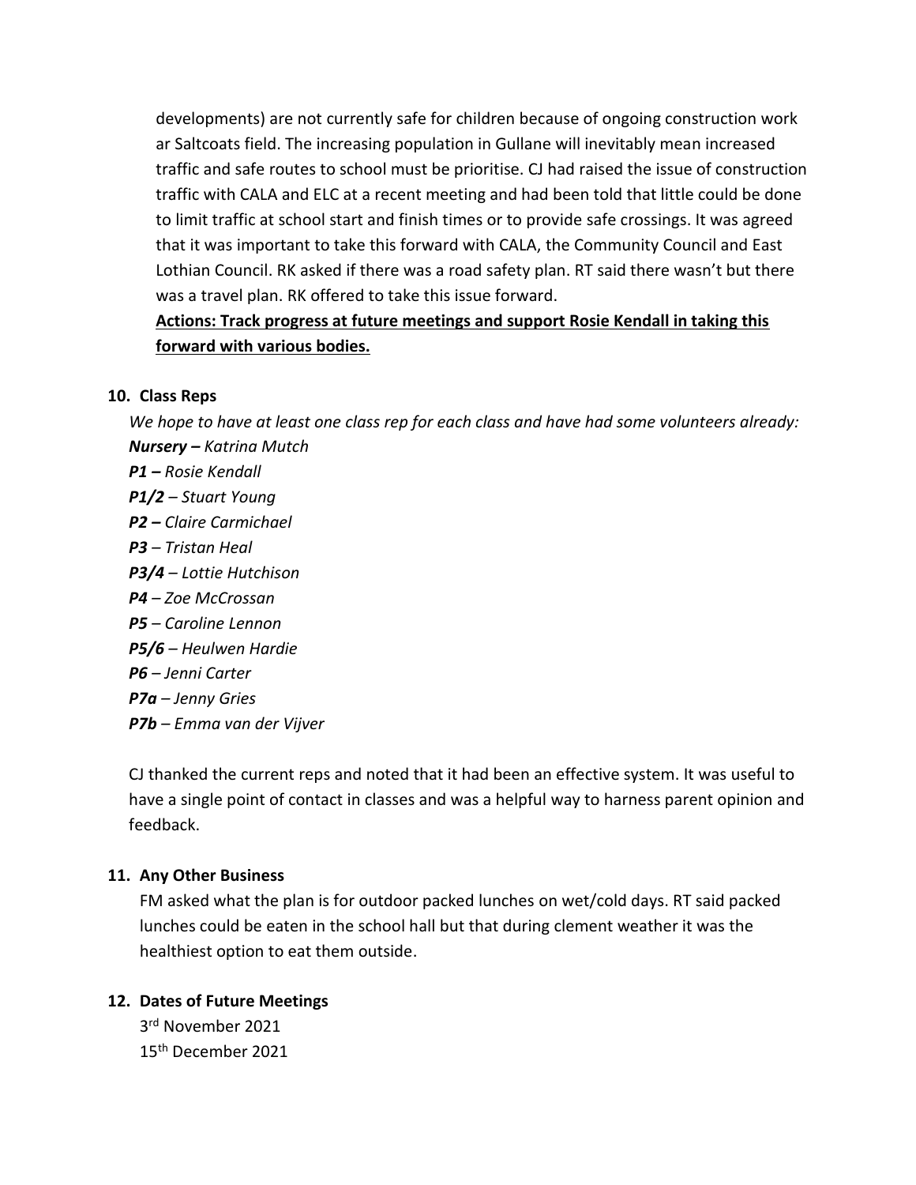developments) are not currently safe for children because of ongoing construction work ar Saltcoats field. The increasing population in Gullane will inevitably mean increased traffic and safe routes to school must be prioritise. CJ had raised the issue of construction traffic with CALA and ELC at a recent meeting and had been told that little could be done to limit traffic at school start and finish times or to provide safe crossings. It was agreed that it was important to take this forward with CALA, the Community Council and East Lothian Council. RK asked if there was a road safety plan. RT said there wasn't but there was a travel plan. RK offered to take this issue forward.

**Actions: Track progress at future meetings and support Rosie Kendall in taking this forward with various bodies.**

## 10. Class Reps

*We hope to have at least one class rep for each class and have had some volunteers already:*

***Nursery –*** *Katrina Mutch*
***P1 –*** *Rosie Kendall*
***P1/2*** *– Stuart Young*
***P2 –*** *Claire Carmichael*
***P3*** *– Tristan Heal*
***P3/4*** *– Lottie Hutchison*
***P4*** *– Zoe McCrossan*
***P5*** *– Caroline Lennon*
***P5/6*** *– Heulwen Hardie*
***P6*** *– Jenni Carter*
***P7a*** *– Jenny Gries*
***P7b*** *– Emma van der Vijver*

CJ thanked the current reps and noted that it had been an effective system. It was useful to have a single point of contact in classes and was a helpful way to harness parent opinion and feedback.

## 11. Any Other Business

FM asked what the plan is for outdoor packed lunches on wet/cold days. RT said packed lunches could be eaten in the school hall but that during clement weather it was the healthiest option to eat them outside.

## 12. Dates of Future Meetings

3rd November 2021
15th December 2021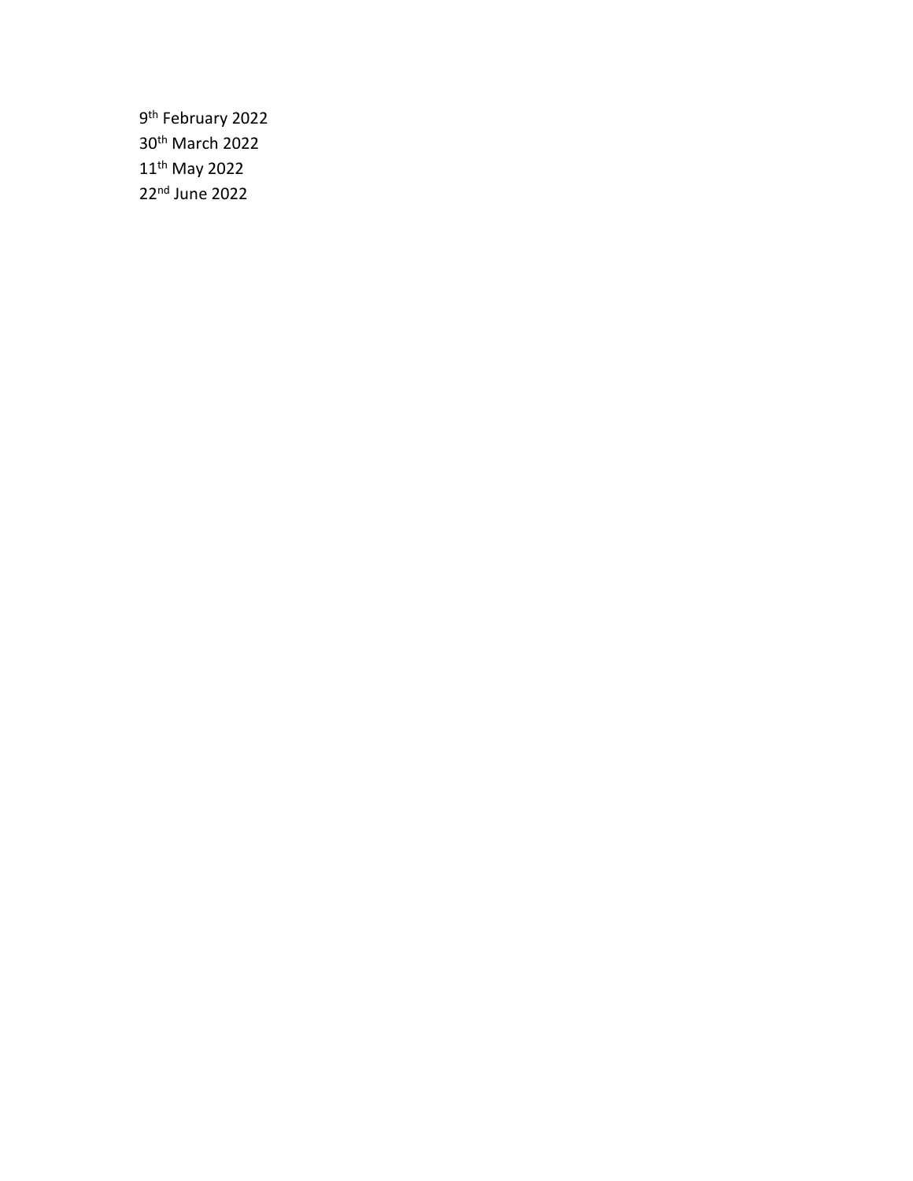9th February 2022
30th March 2022
11th May 2022
22nd June 2022